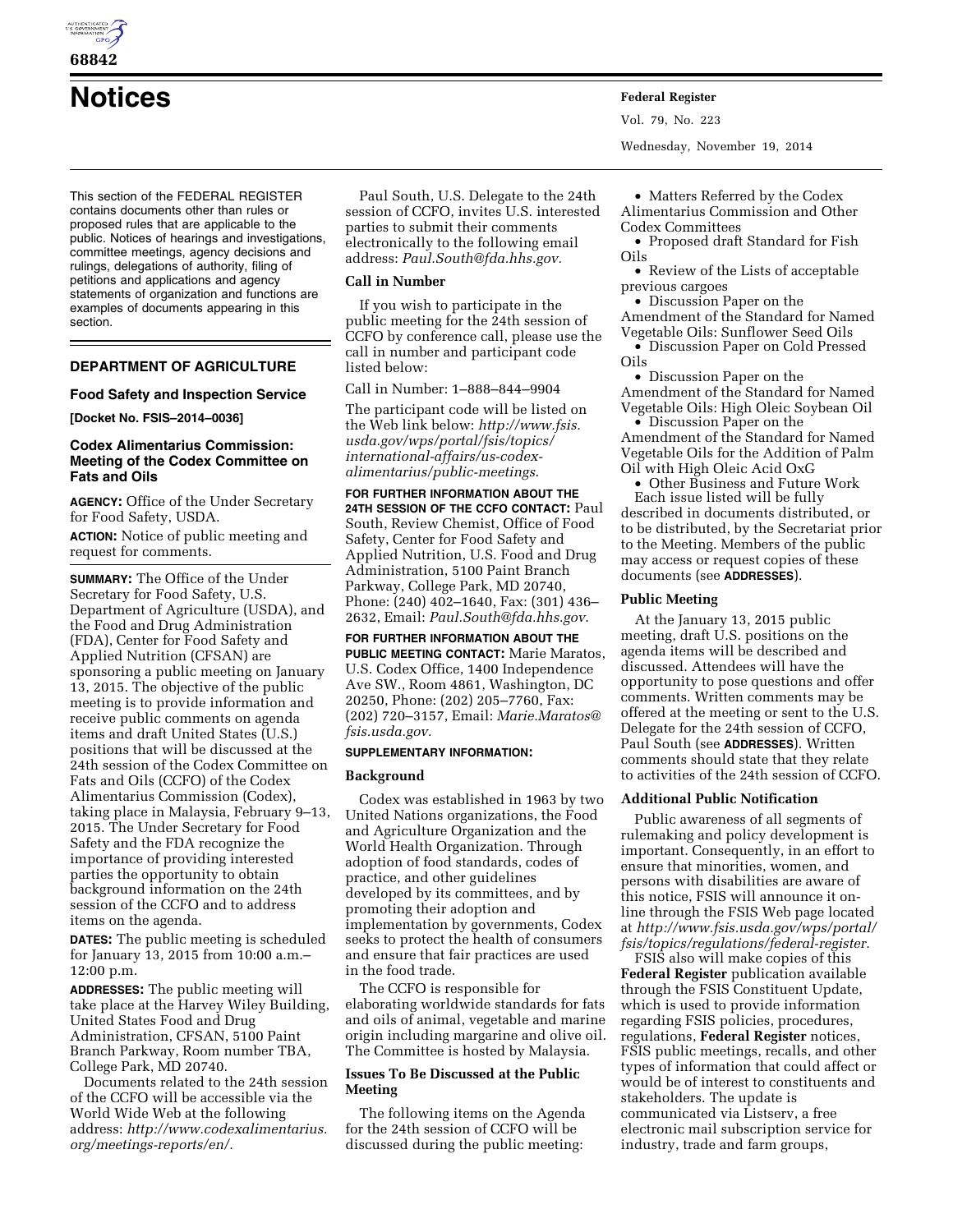# Notices

This section of the FEDERAL REGISTER contains documents other than rules or proposed rules that are applicable to the public. Notices of hearings and investigations, committee meetings, agency decisions and rulings, delegations of authority, filing of petitions and applications and agency statements of organization and functions are examples of documents appearing in this section.

## DEPARTMENT OF AGRICULTURE

### Food Safety and Inspection Service

**[Docket No. FSIS–2014–0036]**

### Codex Alimentarius Commission: Meeting of the Codex Committee on Fats and Oils

**AGENCY:** Office of the Under Secretary for Food Safety, USDA.

**ACTION:** Notice of public meeting and request for comments.

**SUMMARY:** The Office of the Under Secretary for Food Safety, U.S. Department of Agriculture (USDA), and the Food and Drug Administration (FDA), Center for Food Safety and Applied Nutrition (CFSAN) are sponsoring a public meeting on January 13, 2015. The objective of the public meeting is to provide information and receive public comments on agenda items and draft United States (U.S.) positions that will be discussed at the 24th session of the Codex Committee on Fats and Oils (CCFO) of the Codex Alimentarius Commission (Codex), taking place in Malaysia, February 9–13, 2015. The Under Secretary for Food Safety and the FDA recognize the importance of providing interested parties the opportunity to obtain background information on the 24th session of the CCFO and to address items on the agenda.

**DATES:** The public meeting is scheduled for January 13, 2015 from 10:00 a.m.–12:00 p.m.

**ADDRESSES:** The public meeting will take place at the Harvey Wiley Building, United States Food and Drug Administration, CFSAN, 5100 Paint Branch Parkway, Room number TBA, College Park, MD 20740.

Documents related to the 24th session of the CCFO will be accessible via the World Wide Web at the following address: *http://www.codexalimentarius.org/meetings-reports/en/.*

Paul South, U.S. Delegate to the 24th session of CCFO, invites U.S. interested parties to submit their comments electronically to the following email address: *Paul.South@fda.hhs.gov.*

#### Call in Number

If you wish to participate in the public meeting for the 24th session of CCFO by conference call, please use the call in number and participant code listed below:

Call in Number: 1–888–844–9904

The participant code will be listed on the Web link below: *http://www.fsis.usda.gov/wps/portal/fsis/topics/international-affairs/us-codex-alimentarius/public-meetings.*

**FOR FURTHER INFORMATION ABOUT THE 24TH SESSION OF THE CCFO CONTACT:** Paul South, Review Chemist, Office of Food Safety, Center for Food Safety and Applied Nutrition, U.S. Food and Drug Administration, 5100 Paint Branch Parkway, College Park, MD 20740, Phone: (240) 402–1640, Fax: (301) 436–2632, Email: *Paul.South@fda.hhs.gov*.

**FOR FURTHER INFORMATION ABOUT THE PUBLIC MEETING CONTACT:** Marie Maratos, U.S. Codex Office, 1400 Independence Ave SW., Room 4861, Washington, DC 20250, Phone: (202) 205–7760, Fax: (202) 720–3157, Email: *Marie.Maratos@fsis.usda.gov.*

**SUPPLEMENTARY INFORMATION:**

#### Background

Codex was established in 1963 by two United Nations organizations, the Food and Agriculture Organization and the World Health Organization. Through adoption of food standards, codes of practice, and other guidelines developed by its committees, and by promoting their adoption and implementation by governments, Codex seeks to protect the health of consumers and ensure that fair practices are used in the food trade.

The CCFO is responsible for elaborating worldwide standards for fats and oils of animal, vegetable and marine origin including margarine and olive oil. The Committee is hosted by Malaysia.

#### Issues To Be Discussed at the Public Meeting

The following items on the Agenda for the 24th session of CCFO will be discussed during the public meeting:

- Matters Referred by the Codex Alimentarius Commission and Other Codex Committees
- Proposed draft Standard for Fish Oils
- Review of the Lists of acceptable previous cargoes
- Discussion Paper on the Amendment of the Standard for Named Vegetable Oils: Sunflower Seed Oils
- Discussion Paper on Cold Pressed Oils
- Discussion Paper on the Amendment of the Standard for Named Vegetable Oils: High Oleic Soybean Oil
- Discussion Paper on the Amendment of the Standard for Named Vegetable Oils for the Addition of Palm Oil with High Oleic Acid OxG
- Other Business and Future Work

Each issue listed will be fully described in documents distributed, or to be distributed, by the Secretariat prior to the Meeting. Members of the public may access or request copies of these documents (see **ADDRESSES**).

#### Public Meeting

At the January 13, 2015 public meeting, draft U.S. positions on the agenda items will be described and discussed. Attendees will have the opportunity to pose questions and offer comments. Written comments may be offered at the meeting or sent to the U.S. Delegate for the 24th session of CCFO, Paul South (see **ADDRESSES**). Written comments should state that they relate to activities of the 24th session of CCFO.

#### Additional Public Notification

Public awareness of all segments of rulemaking and policy development is important. Consequently, in an effort to ensure that minorities, women, and persons with disabilities are aware of this notice, FSIS will announce it on-line through the FSIS Web page located at *http://www.fsis.usda.gov/wps/portal/fsis/topics/regulations/federal-register.*

FSIS also will make copies of this **Federal Register** publication available through the FSIS Constituent Update, which is used to provide information regarding FSIS policies, procedures, regulations, **Federal Register** notices, FSIS public meetings, recalls, and other types of information that could affect or would be of interest to constituents and stakeholders. The update is communicated via Listserv, a free electronic mail subscription service for industry, trade and farm groups,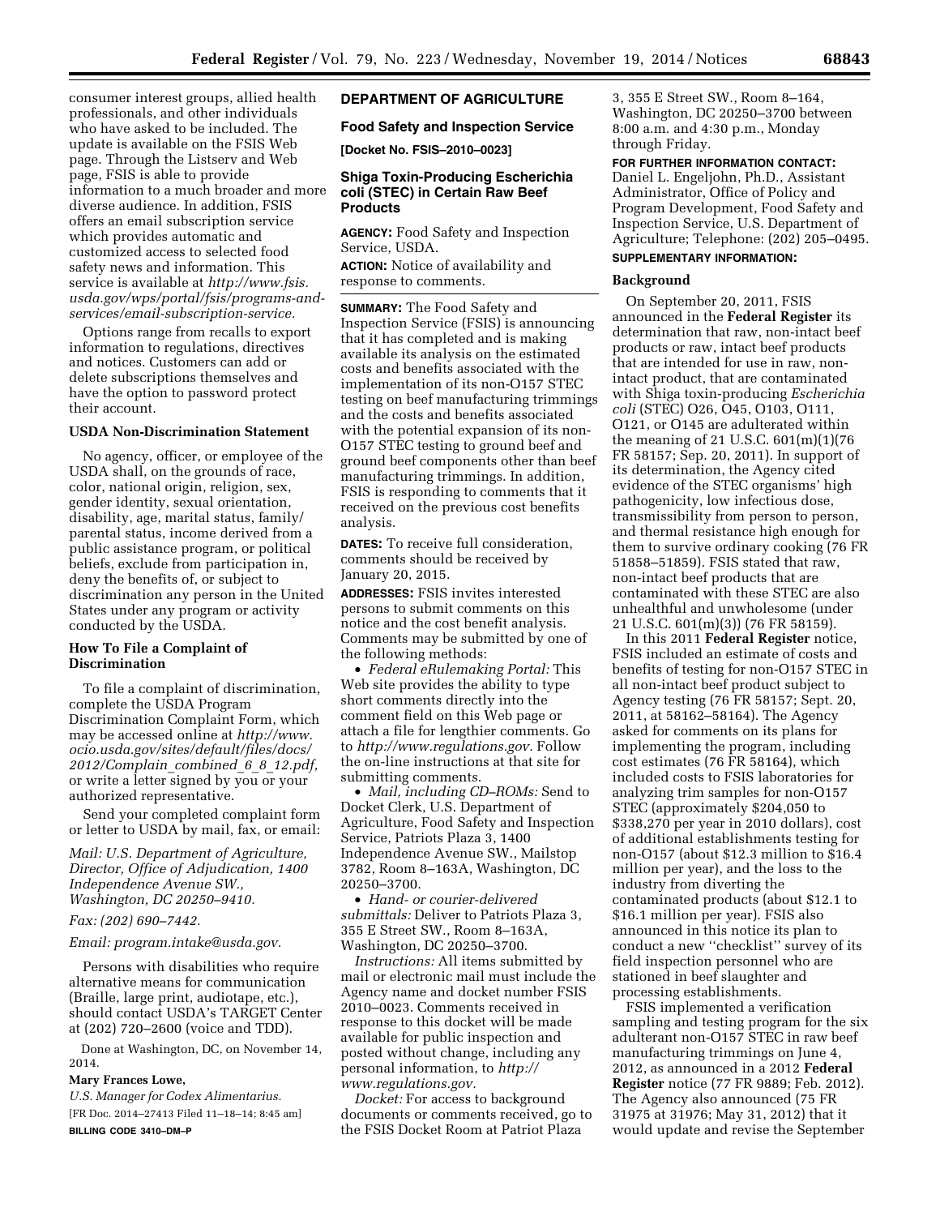consumer interest groups, allied health professionals, and other individuals who have asked to be included. The update is available on the FSIS Web page. Through the Listserv and Web page, FSIS is able to provide information to a much broader and more diverse audience. In addition, FSIS offers an email subscription service which provides automatic and customized access to selected food safety news and information. This service is available at *http://www.fsis.usda.gov/wps/portal/fsis/programs-and-services/email-subscription-service.*

Options range from recalls to export information to regulations, directives and notices. Customers can add or delete subscriptions themselves and have the option to password protect their account.

## USDA Non-Discrimination Statement

No agency, officer, or employee of the USDA shall, on the grounds of race, color, national origin, religion, sex, gender identity, sexual orientation, disability, age, marital status, family/parental status, income derived from a public assistance program, or political beliefs, exclude from participation in, deny the benefits of, or subject to discrimination any person in the United States under any program or activity conducted by the USDA.

## How To File a Complaint of Discrimination

To file a complaint of discrimination, complete the USDA Program Discrimination Complaint Form, which may be accessed online at *http://www.ocio.usda.gov/sites/default/files/docs/2012/Complain_combined_6_8_12.pdf,* or write a letter signed by you or your authorized representative.

Send your completed complaint form or letter to USDA by mail, fax, or email:

*Mail: U.S. Department of Agriculture, Director, Office of Adjudication, 1400 Independence Avenue SW., Washington, DC 20250–9410.*

*Fax: (202) 690–7442.*

*Email: program.intake@usda.gov.*

Persons with disabilities who require alternative means for communication (Braille, large print, audiotape, etc.), should contact USDA's TARGET Center at (202) 720–2600 (voice and TDD).

Done at Washington, DC, on November 14, 2014.

**Mary Frances Lowe,**

*U.S. Manager for Codex Alimentarius.*

[FR Doc. 2014–27413 Filed 11–18–14; 8:45 am]

**BILLING CODE 3410–DM–P**

## DEPARTMENT OF AGRICULTURE

### Food Safety and Inspection Service

**[Docket No. FSIS–2010–0023]**

### Shiga Toxin-Producing Escherichia coli (STEC) in Certain Raw Beef Products

**AGENCY:** Food Safety and Inspection Service, USDA.

**ACTION:** Notice of availability and response to comments.

**SUMMARY:** The Food Safety and Inspection Service (FSIS) is announcing that it has completed and is making available its analysis on the estimated costs and benefits associated with the implementation of its non-O157 STEC testing on beef manufacturing trimmings and the costs and benefits associated with the potential expansion of its non-O157 STEC testing to ground beef and ground beef components other than beef manufacturing trimmings. In addition, FSIS is responding to comments that it received on the previous cost benefits analysis.

**DATES:** To receive full consideration, comments should be received by January 20, 2015.

**ADDRESSES:** FSIS invites interested persons to submit comments on this notice and the cost benefit analysis. Comments may be submitted by one of the following methods:

- *Federal eRulemaking Portal:* This Web site provides the ability to type short comments directly into the comment field on this Web page or attach a file for lengthier comments. Go to *http://www.regulations.gov.* Follow the on-line instructions at that site for submitting comments.
- *Mail, including CD–ROMs:* Send to Docket Clerk, U.S. Department of Agriculture, Food Safety and Inspection Service, Patriots Plaza 3, 1400 Independence Avenue SW., Mailstop 3782, Room 8–163A, Washington, DC 20250–3700.
- *Hand- or courier-delivered submittals:* Deliver to Patriots Plaza 3, 355 E Street SW., Room 8–163A, Washington, DC 20250–3700.

*Instructions:* All items submitted by mail or electronic mail must include the Agency name and docket number FSIS 2010–0023. Comments received in response to this docket will be made available for public inspection and posted without change, including any personal information, to *http://www.regulations.gov.*

*Docket:* For access to background documents or comments received, go to the FSIS Docket Room at Patriot Plaza 3, 355 E Street SW., Room 8–164, Washington, DC 20250–3700 between 8:00 a.m. and 4:30 p.m., Monday through Friday.

**FOR FURTHER INFORMATION CONTACT:** Daniel L. Engeljohn, Ph.D., Assistant Administrator, Office of Policy and Program Development, Food Safety and Inspection Service, U.S. Department of Agriculture; Telephone: (202) 205–0495.

**SUPPLEMENTARY INFORMATION:**

### Background

On September 20, 2011, FSIS announced in the **Federal Register** its determination that raw, non-intact beef products or raw, intact beef products that are intended for use in raw, non-intact product, that are contaminated with Shiga toxin-producing *Escherichia coli* (STEC) O26, O45, O103, O111, O121, or O145 are adulterated within the meaning of 21 U.S.C. 601(m)(1)(76 FR 58157; Sep. 20, 2011). In support of its determination, the Agency cited evidence of the STEC organisms' high pathogenicity, low infectious dose, transmissibility from person to person, and thermal resistance high enough for them to survive ordinary cooking (76 FR 51858–51859). FSIS stated that raw, non-intact beef products that are contaminated with these STEC are also unhealthful and unwholesome (under 21 U.S.C. 601(m)(3)) (76 FR 58159).

In this 2011 **Federal Register** notice, FSIS included an estimate of costs and benefits of testing for non-O157 STEC in all non-intact beef product subject to Agency testing (76 FR 58157; Sept. 20, 2011, at 58162–58164). The Agency asked for comments on its plans for implementing the program, including cost estimates (76 FR 58164), which included costs to FSIS laboratories for analyzing trim samples for non-O157 STEC (approximately $204,050 to $338,270 per year in 2010 dollars), cost of additional establishments testing for non-O157 (about $12.3 million to $16.4 million per year), and the loss to the industry from diverting the contaminated products (about $12.1 to $16.1 million per year). FSIS also announced in this notice its plan to conduct a new ''checklist'' survey of its field inspection personnel who are stationed in beef slaughter and processing establishments.

FSIS implemented a verification sampling and testing program for the six adulterant non-O157 STEC in raw beef manufacturing trimmings on June 4, 2012, as announced in a 2012 **Federal Register** notice (77 FR 9889; Feb. 2012). The Agency also announced (75 FR 31975 at 31976; May 31, 2012) that it would update and revise the September